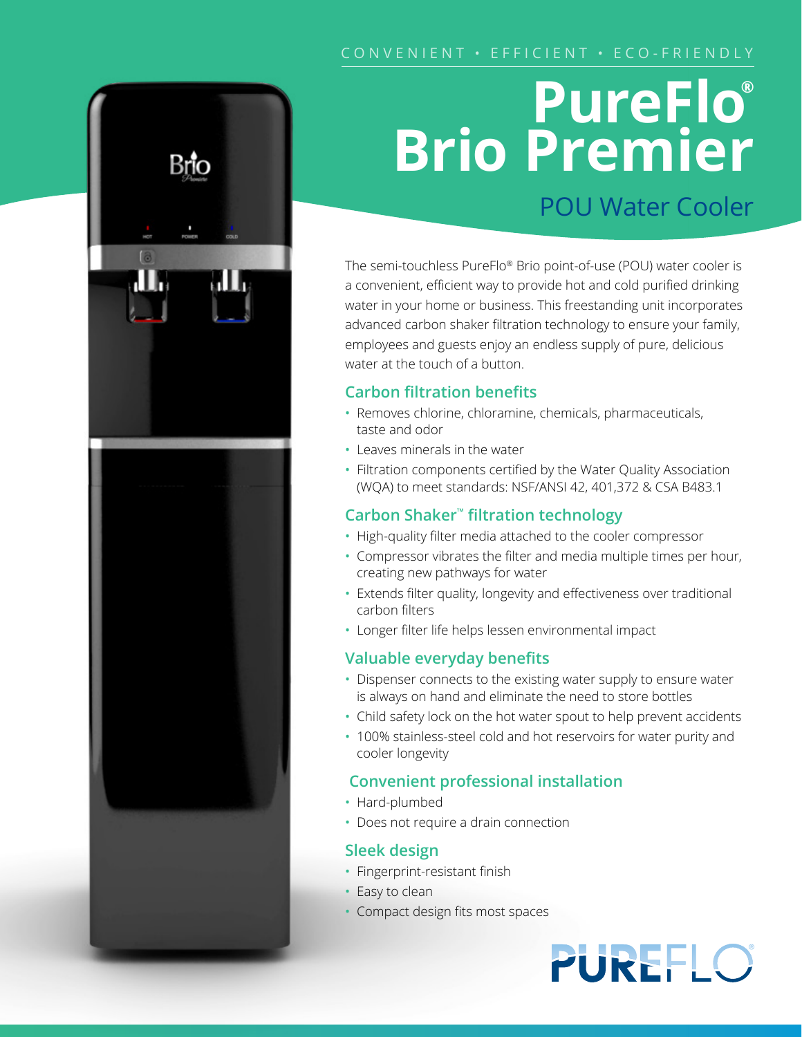CONVENIENT • EFFICIENT • ECO-FRIENDLY

# PureFlo® Brio Premier

## POU Water Cooler

The semi-touchless PureFlo® Brio point-of-use (POU) water cooler is a convenient, efficient way to provide hot and cold purified drinking water in your home or business. This freestanding unit incorporates advanced carbon shaker filtration technology to ensure your family, employees and guests enjoy an endless supply of pure, delicious water at the touch of a button.

### Carbon filtration benefits

- Removes chlorine, chloramine, chemicals, pharmaceuticals, taste and odor
- Leaves minerals in the water
- Filtration components certified by the Water Quality Association (WQA) to meet standards: NSF/ANSI 42, 401,372 & CSA B483.1

### Carbon Shaker™ filtration technology

- High-quality filter media attached to the cooler compressor
- Compressor vibrates the filter and media multiple times per hour, creating new pathways for water
- Extends filter quality, longevity and effectiveness over traditional carbon filters
- Longer filter life helps lessen environmental impact

### Valuable everyday benefits

- Dispenser connects to the existing water supply to ensure water is always on hand and eliminate the need to store bottles
- Child safety lock on the hot water spout to help prevent accidents
- 100% stainless-steel cold and hot reservoirs for water purity and cooler longevity

### Convenient professional installation

- Hard-plumbed
- Does not require a drain connection

### Sleek design

- Fingerprint-resistant finish
- Easy to clean
- Compact design fits most spaces

PUREFLO®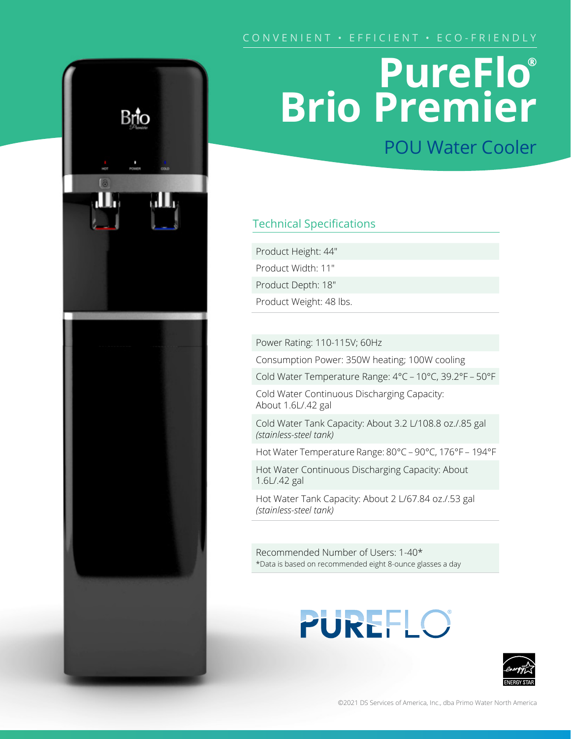CONVENIENT • EFFICIENT • ECO-FRIENDLY

# PureFlo® Brio Premier

## POU Water Cooler

### Technical Specifications

Product Height: 44"

Product Width: 11"

Product Depth: 18"

Product Weight: 48 lbs.

Power Rating: 110-115V; 60Hz

Consumption Power: 350W heating; 100W cooling

Cold Water Temperature Range: 4°C – 10°C, 39.2°F – 50°F

Cold Water Continuous Discharging Capacity: About 1.6L/.42 gal

Cold Water Tank Capacity: About 3.2 L/108.8 oz./.85 gal *(stainless-steel tank)*

Hot Water Temperature Range: 80°C – 90°C, 176°F – 194°F

Hot Water Continuous Discharging Capacity: About 1.6L/.42 gal

Hot Water Tank Capacity: About 2 L/67.84 oz./.53 gal *(stainless-steel tank)*

Recommended Number of Users: 1-40*

*Data is based on recommended eight 8-ounce glasses a day

PUREFLO®

ENERGY STAR

©2021 DS Services of America, Inc., dba Primo Water North America